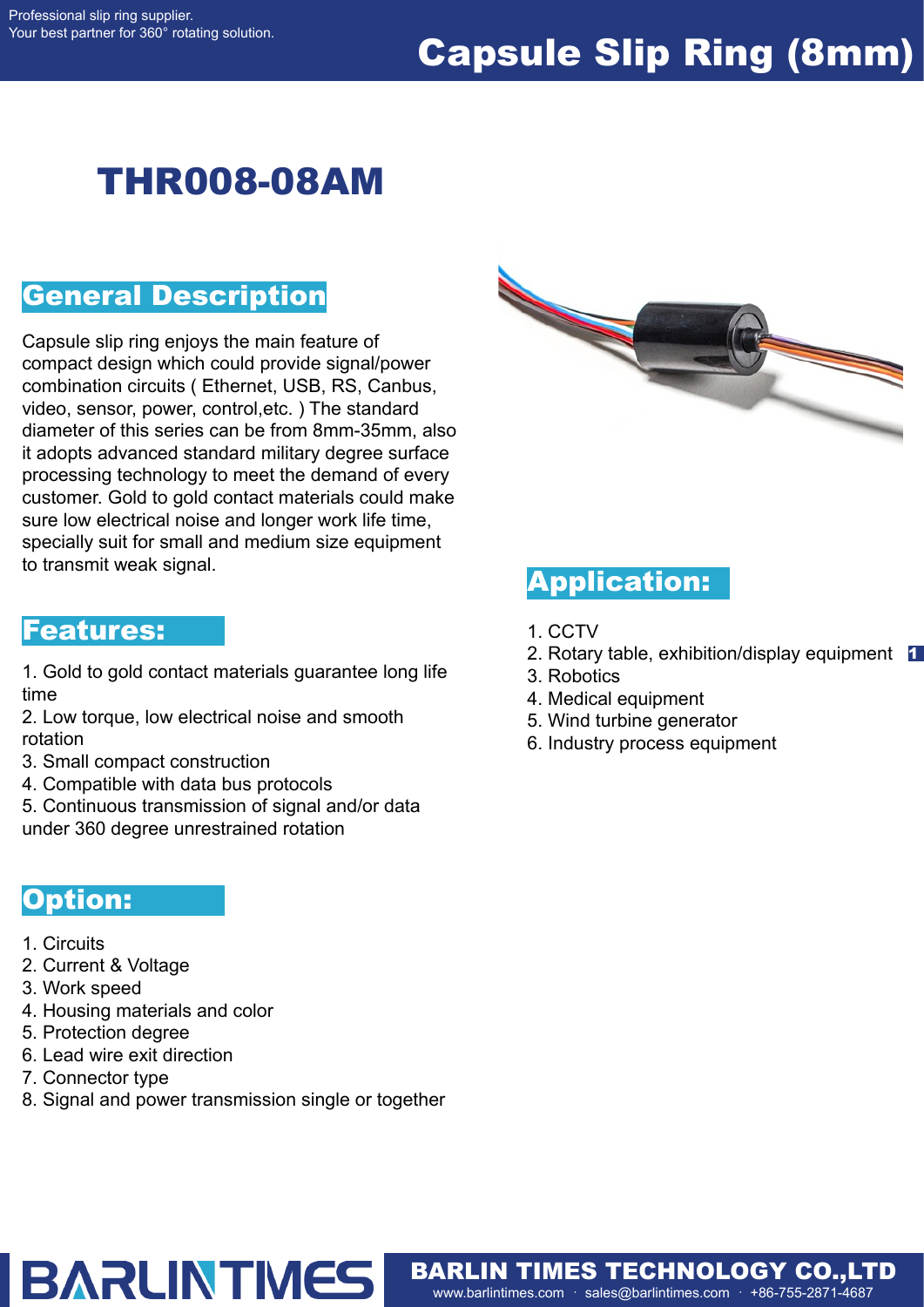# Capsule Slip Ring (8mm)

## THR008-08AM

## General Description

Capsule slip ring enjoys the main feature of compact design which could provide signal/power combination circuits ( Ethernet, USB, RS, Canbus, video, sensor, power, control,etc. ) The standard diameter of this series can be from 8mm-35mm, also it adopts advanced standard military degree surface processing technology to meet the demand of every customer. Gold to gold contact materials could make sure low electrical noise and longer work life time, specially suit for small and medium size equipment to transmit weak signal.

## Features:

1. Gold to gold contact materials guarantee long life time
2. Low torque, low electrical noise and smooth rotation
3. Small compact construction
4. Compatible with data bus protocols
5. Continuous transmission of signal and/or data under 360 degree unrestrained rotation

## Option:

1. Circuits
2. Current & Voltage
3. Work speed
4. Housing materials and color
5. Protection degree
6. Lead wire exit direction
7. Connector type
8. Signal and power transmission single or together

## Application:

1. CCTV
2. Rotary table, exhibition/display equipment
3. Robotics
4. Medical equipment
5. Wind turbine generator
6. Industry process equipment

BARLIN TIMES TECHNOLOGY CO.,LTD
www.barlintimes.com · sales@barlintimes.com · +86-755-2871-4687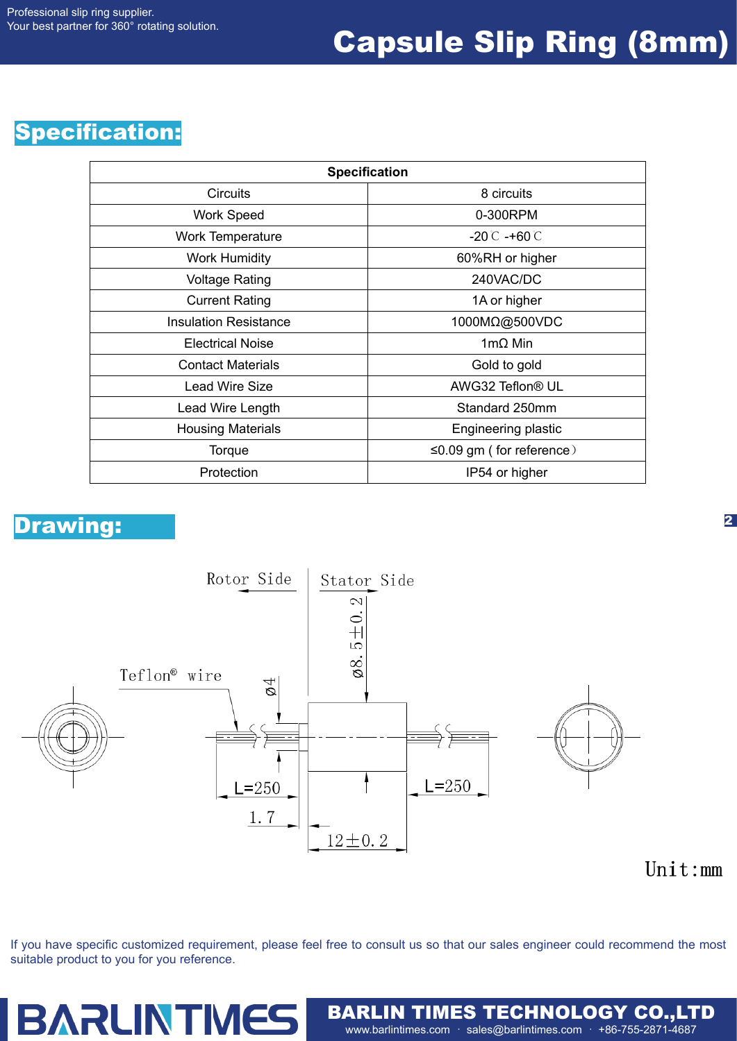# Capsule Slip Ring (8mm)

## Specification:

| Specification | |
|---|---|
| Circuits | 8 circuits |
| Work Speed | 0-300RPM |
| Work Temperature | -20℃ -+60℃ |
| Work Humidity | 60%RH or higher |
| Voltage Rating | 240VAC/DC |
| Current Rating | 1A or higher |
| Insulation Resistance | 1000MΩ@500VDC |
| Electrical Noise | 1mΩ Min |
| Contact Materials | Gold to gold |
| Lead Wire Size | AWG32 Teflon® UL |
| Lead Wire Length | Standard 250mm |
| Housing Materials | Engineering plastic |
| Torque | ≤0.09 gm ( for reference） |
| Protection | IP54 or higher |

## Drawing:

Rotor Side
Stator Side
Teflon® wire
ø4
ø8.5±0.2
L=250
L=250
1.7
12±0.2
Unit:mm

If you have specific customized requirement, please feel free to consult us so that our sales engineer could recommend the most suitable product to you for you reference.

BARLIN TIMES TECHNOLOGY CO.,LTD
www.barlintimes.com · sales@barlintimes.com · +86-755-2871-4687